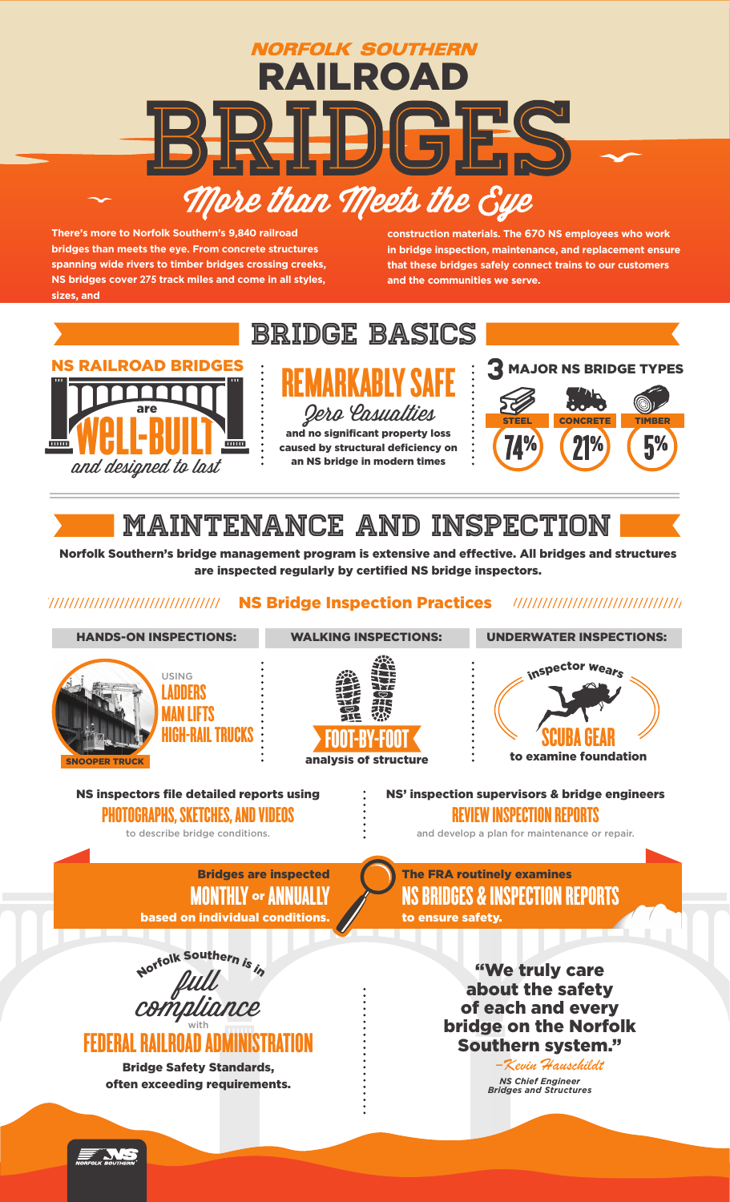# NORFOLK SOUTHERN RAILROAD BRIDGES

## More than Meets the Eye

**There's more to Norfolk Southern's 9,840 railroad bridges than meets the eye. From concrete structures spanning wide rivers to timber bridges crossing creeks, NS bridges cover 275 track miles and come in all styles, sizes, and construction materials. The 670 NS employees who work in bridge inspection, maintenance, and replacement ensure that these bridges safely connect trains to our customers and the communities we serve.**

## BRIDGE BASICS

**NS RAILROAD BRIDGES** are **WELL-BUILT** *and designed to last*

**REMARKABLY SAFE**

*Zero Casualties*

**and no significant property loss caused by structural deficiency on an NS bridge in modern times**

**3 MAJOR NS BRIDGE TYPES**

| STEEL | CONCRETE | TIMBER |
|---|---|---|
| 74% | 21% | 5% |

## MAINTENANCE AND INSPECTION

**Norfolk Southern's bridge management program is extensive and effective. All bridges and structures are inspected regularly by certified NS bridge inspectors.**

### NS Bridge Inspection Practices

**HANDS-ON INSPECTIONS:**

USING **LADDERS**, **MAN LIFTS**, **HIGH-RAIL TRUCKS**

SNOOPER TRUCK

**WALKING INSPECTIONS:**

**FOOT-BY-FOOT** analysis of structure

**UNDERWATER INSPECTIONS:**

inspector wears **SCUBA GEAR** to examine foundation

**NS inspectors file detailed reports using PHOTOGRAPHS, SKETCHES, AND VIDEOS** to describe bridge conditions.

**NS' inspection supervisors & bridge engineers REVIEW INSPECTION REPORTS** and develop a plan for maintenance or repair.

**Bridges are inspected MONTHLY or ANNUALLY based on individual conditions.**

**The FRA routinely examines NS BRIDGES & INSPECTION REPORTS to ensure safety.**

Norfolk Southern is in *full compliance* with **FEDERAL RAILROAD ADMINISTRATION Bridge Safety Standards, often exceeding requirements.**

**"We truly care about the safety of each and every bridge on the Norfolk Southern system."**

*–Kevin Hauschildt*
*NS Chief Engineer Bridges and Structures*

NORFOLK SOUTHERN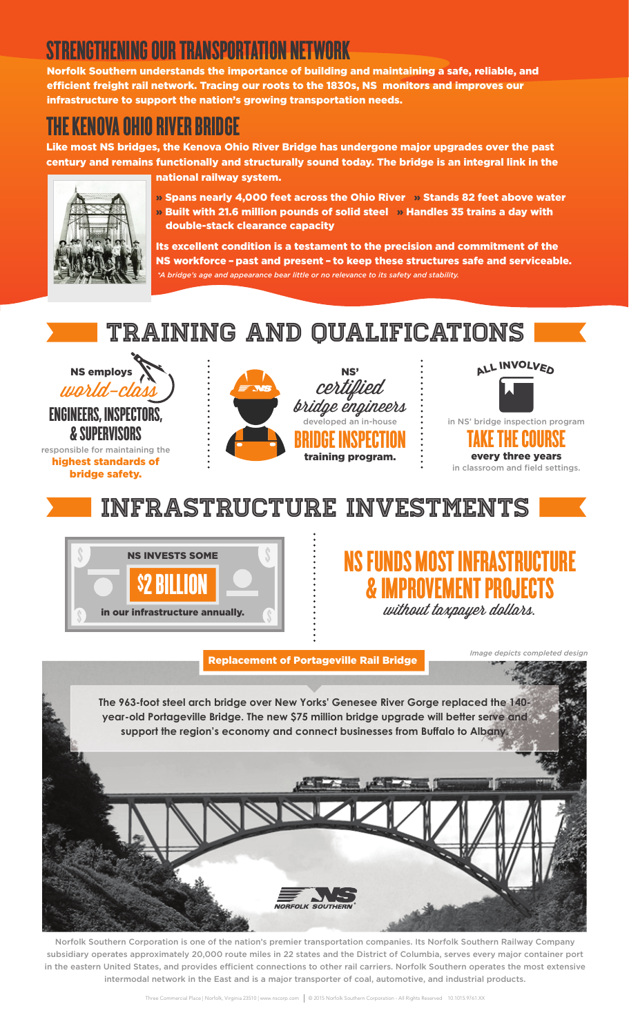# STRENGTHENING OUR TRANSPORTATION NETWORK

**Norfolk Southern understands the importance of building and maintaining a safe, reliable, and efficient freight rail network. Tracing our roots to the 1830s, NS monitors and improves our infrastructure to support the nation's growing transportation needs.**

## THE KENOVA OHIO RIVER BRIDGE

**Like most NS bridges, the Kenova Ohio River Bridge has undergone major upgrades over the past century and remains functionally and structurally sound today. The bridge is an integral link in the national railway system.**

- **» Spans nearly 4,000 feet across the Ohio River**
- **» Stands 82 feet above water**
- **» Built with 21.6 million pounds of solid steel**
- **» Handles 35 trains a day with double-stack clearance capacity**

**Its excellent condition is a testament to the precision and commitment of the NS workforce – past and present – to keep these structures safe and serviceable.**

*\*A bridge's age and appearance bear little or no relevance to its safety and stability.*

# TRAINING AND QUALIFICATIONS

**NS employs** *world-class* **ENGINEERS, INSPECTORS, & SUPERVISORS** responsible for maintaining the **highest standards of bridge safety.**

**NS'** *certified bridge engineers* developed an in-house **BRIDGE INSPECTION training program.**

**ALL INVOLVED** in NS' bridge inspection program **TAKE THE COURSE every three years** in classroom and field settings.

# INFRASTRUCTURE INVESTMENTS

**NS INVESTS SOME $2 BILLION in our infrastructure annually.**

**NS FUNDS MOST INFRASTRUCTURE & IMPROVEMENT PROJECTS** *without taxpayer dollars.*

**Replacement of Portageville Rail Bridge**

*Image depicts completed design*

**The 963-foot steel arch bridge over New Yorks' Genesee River Gorge replaced the 140-year-old Portageville Bridge. The new $75 million bridge upgrade will better serve and support the region's economy and connect businesses from Buffalo to Albany.**

NORFOLK SOUTHERN

Norfolk Southern Corporation is one of the nation's premier transportation companies. Its Norfolk Southern Railway Company subsidiary operates approximately 20,000 route miles in 22 states and the District of Columbia, serves every major container port in the eastern United States, and provides efficient connections to other rail carriers. Norfolk Southern operates the most extensive intermodal network in the East and is a major transporter of coal, automotive, and industrial products.

Three Commercial Place | Norfolk, Virginia 23510 | www.nscorp.com | © 2015 Norfolk Southern Corporation - All Rights Reserved 10.1015.9761.XX